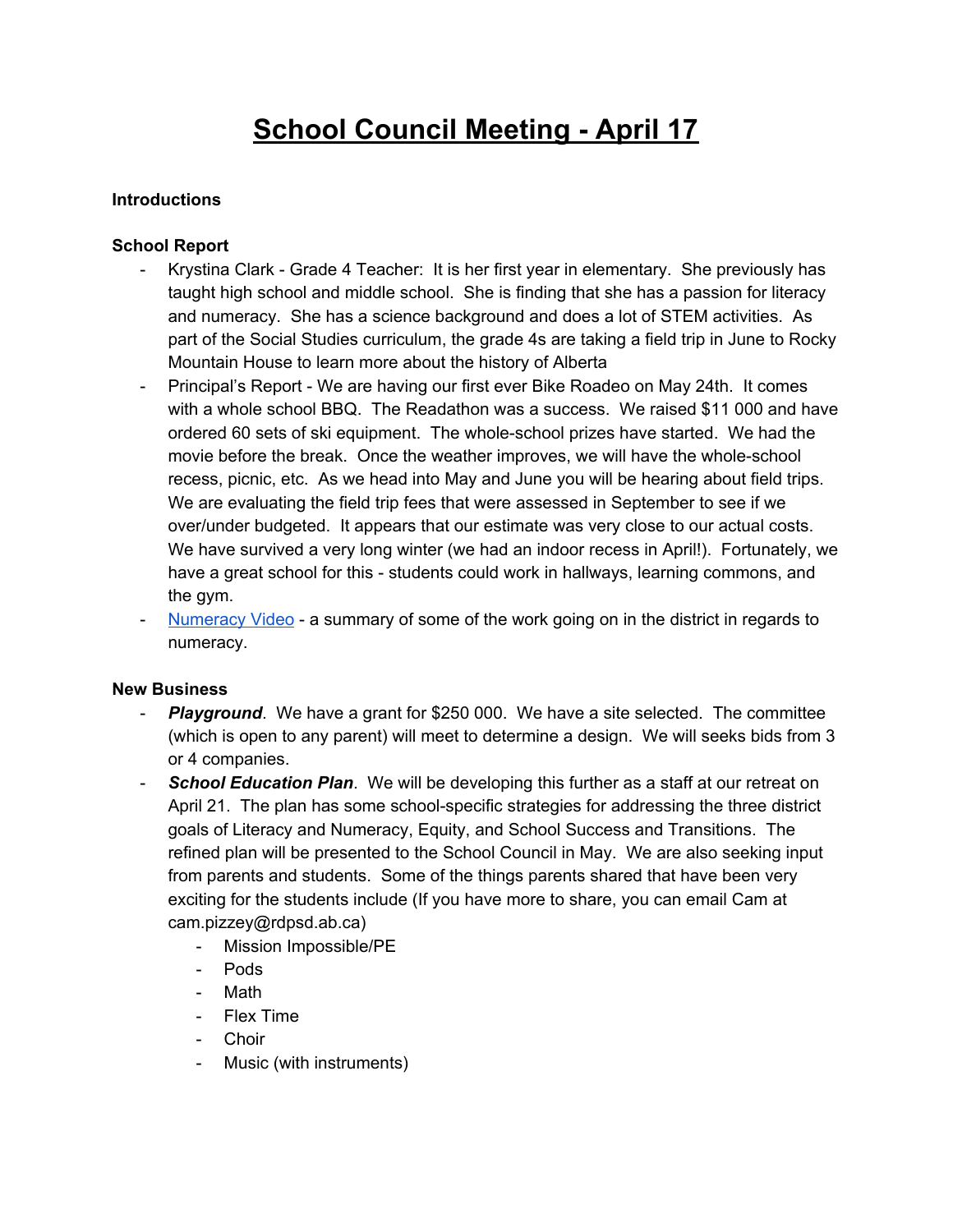# School Council Meeting - April 17

**Introductions**

**School Report**

- Krystina Clark - Grade 4 Teacher: It is her first year in elementary. She previously has taught high school and middle school. She is finding that she has a passion for literacy and numeracy. She has a science background and does a lot of STEM activities. As part of the Social Studies curriculum, the grade 4s are taking a field trip in June to Rocky Mountain House to learn more about the history of Alberta
- Principal's Report - We are having our first ever Bike Roadeo on May 24th. It comes with a whole school BBQ. The Readathon was a success. We raised $11 000 and have ordered 60 sets of ski equipment. The whole-school prizes have started. We had the movie before the break. Once the weather improves, we will have the whole-school recess, picnic, etc. As we head into May and June you will be hearing about field trips. We are evaluating the field trip fees that were assessed in September to see if we over/under budgeted. It appears that our estimate was very close to our actual costs. We have survived a very long winter (we had an indoor recess in April!). Fortunately, we have a great school for this - students could work in hallways, learning commons, and the gym.
- Numeracy Video - a summary of some of the work going on in the district in regards to numeracy.

**New Business**

- ***Playground***. We have a grant for $250 000. We have a site selected. The committee (which is open to any parent) will meet to determine a design. We will seeks bids from 3 or 4 companies.
- ***School Education Plan***. We will be developing this further as a staff at our retreat on April 21. The plan has some school-specific strategies for addressing the three district goals of Literacy and Numeracy, Equity, and School Success and Transitions. The refined plan will be presented to the School Council in May. We are also seeking input from parents and students. Some of the things parents shared that have been very exciting for the students include (If you have more to share, you can email Cam at cam.pizzey@rdpsd.ab.ca)
  - Mission Impossible/PE
  - Pods
  - Math
  - Flex Time
  - Choir
  - Music (with instruments)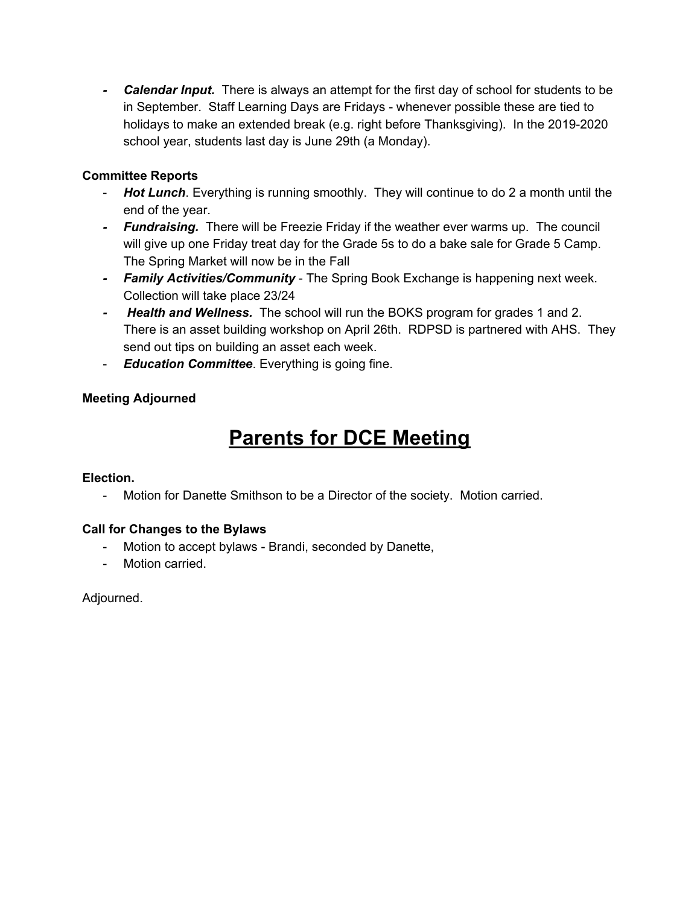- ***Calendar Input.*** There is always an attempt for the first day of school for students to be in September. Staff Learning Days are Fridays - whenever possible these are tied to holidays to make an extended break (e.g. right before Thanksgiving). In the 2019-2020 school year, students last day is June 29th (a Monday).

**Committee Reports**

- ***Hot Lunch***. Everything is running smoothly. They will continue to do 2 a month until the end of the year.
- ***Fundraising.*** There will be Freezie Friday if the weather ever warms up. The council will give up one Friday treat day for the Grade 5s to do a bake sale for Grade 5 Camp. The Spring Market will now be in the Fall
- ***Family Activities/Community*** - The Spring Book Exchange is happening next week. Collection will take place 23/24
- ***Health and Wellness.*** The school will run the BOKS program for grades 1 and 2. There is an asset building workshop on April 26th. RDPSD is partnered with AHS. They send out tips on building an asset each week.
- ***Education Committee***. Everything is going fine.

**Meeting Adjourned**

# Parents for DCE Meeting

**Election.**

- Motion for Danette Smithson to be a Director of the society. Motion carried.

**Call for Changes to the Bylaws**

- Motion to accept bylaws - Brandi, seconded by Danette,
- Motion carried.

Adjourned.